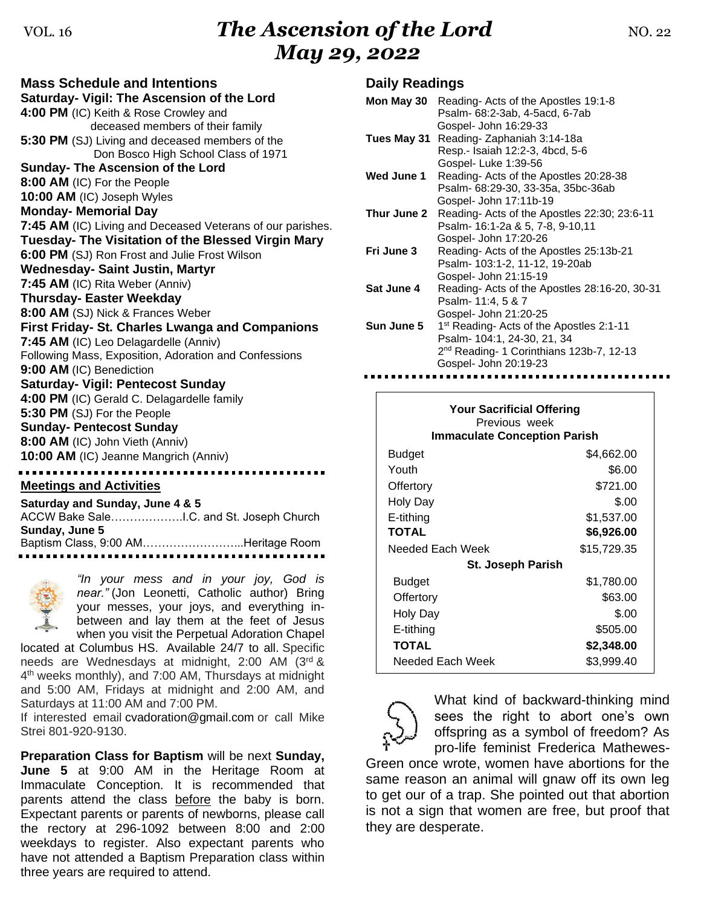VOL. 16 **_The Ascension of the Lord_** NO. 22

**_May 29, 2022_**

## Mass Schedule and Intentions

**Saturday- Vigil: The Ascension of the Lord**
**4:00 PM** (IC) Keith & Rose Crowley and deceased members of their family
**5:30 PM** (SJ) Living and deceased members of the Don Bosco High School Class of 1971

**Sunday- The Ascension of the Lord**
**8:00 AM** (IC) For the People
**10:00 AM** (IC) Joseph Wyles

**Monday- Memorial Day**
**7:45 AM** (IC) Living and Deceased Veterans of our parishes.

**Tuesday- The Visitation of the Blessed Virgin Mary**
**6:00 PM** (SJ) Ron Frost and Julie Frost Wilson

**Wednesday- Saint Justin, Martyr**
**7:45 AM** (IC) Rita Weber (Anniv)

**Thursday- Easter Weekday**
**8:00 AM** (SJ) Nick & Frances Weber

**First Friday- St. Charles Lwanga and Companions**
**7:45 AM** (IC) Leo Delagardelle (Anniv)
Following Mass, Exposition, Adoration and Confessions
**9:00 AM** (IC) Benediction

**Saturday- Vigil: Pentecost Sunday**
**4:00 PM** (IC) Gerald C. Delagardelle family
**5:30 PM** (SJ) For the People

**Sunday- Pentecost Sunday**
**8:00 AM** (IC) John Vieth (Anniv)
**10:00 AM** (IC) Jeanne Mangrich (Anniv)

## Meetings and Activities

**Saturday and Sunday, June 4 & 5**
ACCW Bake Sale……………….I.C. and St. Joseph Church

**Sunday, June 5**
Baptism Class, 9:00 AM……………………...Heritage Room

*"In your mess and in your joy, God is near."* (Jon Leonetti, Catholic author) Bring your messes, your joys, and everything in-between and lay them at the feet of Jesus when you visit the Perpetual Adoration Chapel located at Columbus HS. Available 24/7 to all. Specific needs are Wednesdays at midnight, 2:00 AM (3rd & 4th weeks monthly), and 7:00 AM, Thursdays at midnight and 5:00 AM, Fridays at midnight and 2:00 AM, and Saturdays at 11:00 AM and 7:00 PM.
If interested email cvadoration@gmail.com or call Mike Strei 801-920-9130.

**Preparation Class for Baptism** will be next **Sunday, June 5** at 9:00 AM in the Heritage Room at Immaculate Conception. It is recommended that parents attend the class before the baby is born. Expectant parents or parents of newborns, please call the rectory at 296-1092 between 8:00 and 2:00 weekdays to register. Also expectant parents who have not attended a Baptism Preparation class within three years are required to attend.

## Daily Readings

| | |
|---|---|
| **Mon May 30** | Reading- Acts of the Apostles 19:1-8<br>Psalm- 68:2-3ab, 4-5acd, 6-7ab<br>Gospel- John 16:29-33 |
| **Tues May 31** | Reading- Zaphaniah 3:14-18a<br>Resp.- Isaiah 12:2-3, 4bcd, 5-6<br>Gospel- Luke 1:39-56 |
| **Wed June 1** | Reading- Acts of the Apostles 20:28-38<br>Psalm- 68:29-30, 33-35a, 35bc-36ab<br>Gospel- John 17:11b-19 |
| **Thur June 2** | Reading- Acts of the Apostles 22:30; 23:6-11<br>Psalm- 16:1-2a & 5, 7-8, 9-10,11<br>Gospel- John 17:20-26 |
| **Fri June 3** | Reading- Acts of the Apostles 25:13b-21<br>Psalm- 103:1-2, 11-12, 19-20ab<br>Gospel- John 21:15-19 |
| **Sat June 4** | Reading- Acts of the Apostles 28:16-20, 30-31<br>Psalm- 11:4, 5 & 7<br>Gospel- John 21:20-25 |
| **Sun June 5** | 1st Reading- Acts of the Apostles 2:1-11<br>Psalm- 104:1, 24-30, 21, 34<br>2nd Reading- 1 Corinthians 123b-7, 12-13<br>Gospel- John 20:19-23 |

**Your Sacrificial Offering**
Previous week

| **Immaculate Conception Parish** | |
|---|---|
| Budget | $4,662.00 |
| Youth | $6.00 |
| Offertory | $721.00 |
| Holy Day | $.00 |
| E-tithing | $1,537.00 |
| **TOTAL** | **$6,926.00** |
| Needed Each Week | $15,729.35 |
| **St. Joseph Parish** | |
| Budget | $1,780.00 |
| Offertory | $63.00 |
| Holy Day | $.00 |
| E-tithing | $505.00 |
| **TOTAL** | **$2,348.00** |
| Needed Each Week | $3,999.40 |

What kind of backward-thinking mind sees the right to abort one's own offspring as a symbol of freedom? As pro-life feminist Frederica Mathewes-Green once wrote, women have abortions for the same reason an animal will gnaw off its own leg to get our of a trap. She pointed out that abortion is not a sign that women are free, but proof that they are desperate.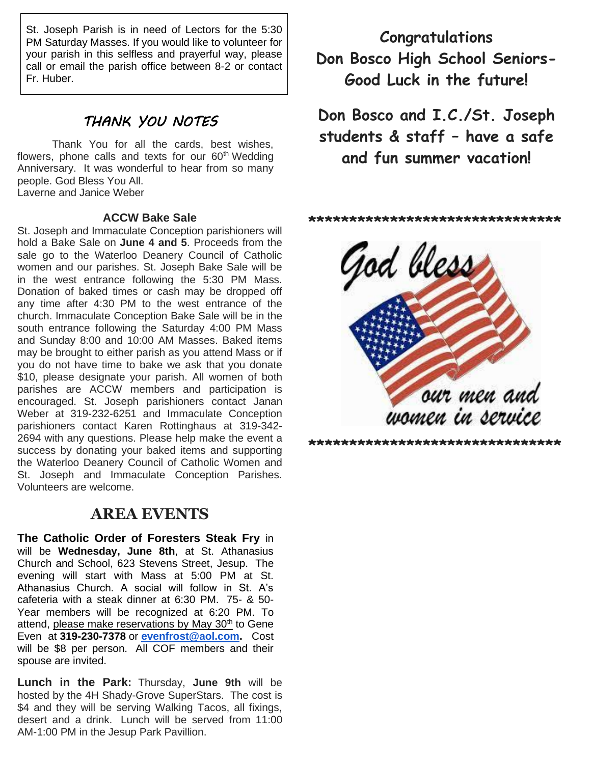St. Joseph Parish is in need of Lectors for the 5:30 PM Saturday Masses. If you would like to volunteer for your parish in this selfless and prayerful way, please call or email the parish office between 8-2 or contact Fr. Huber.

## *THANK YOU NOTES*

Thank You for all the cards, best wishes, flowers, phone calls and texts for our 60th Wedding Anniversary. It was wonderful to hear from so many people. God Bless You All.
Laverne and Janice Weber

### ACCW Bake Sale

St. Joseph and Immaculate Conception parishioners will hold a Bake Sale on **June 4 and 5**. Proceeds from the sale go to the Waterloo Deanery Council of Catholic women and our parishes. St. Joseph Bake Sale will be in the west entrance following the 5:30 PM Mass. Donation of baked times or cash may be dropped off any time after 4:30 PM to the west entrance of the church. Immaculate Conception Bake Sale will be in the south entrance following the Saturday 4:00 PM Mass and Sunday 8:00 and 10:00 AM Masses. Baked items may be brought to either parish as you attend Mass or if you do not have time to bake we ask that you donate $10, please designate your parish. All women of both parishes are ACCW members and participation is encouraged. St. Joseph parishioners contact Janan Weber at 319-232-6251 and Immaculate Conception parishioners contact Karen Rottinghaus at 319-342-2694 with any questions. Please help make the event a success by donating your baked items and supporting the Waterloo Deanery Council of Catholic Women and St. Joseph and Immaculate Conception Parishes. Volunteers are welcome.

## AREA EVENTS

**The Catholic Order of Foresters Steak Fry** in will be **Wednesday, June 8th**, at St. Athanasius Church and School, 623 Stevens Street, Jesup. The evening will start with Mass at 5:00 PM at St. Athanasius Church. A social will follow in St. A's cafeteria with a steak dinner at 6:30 PM. 75- & 50-Year members will be recognized at 6:20 PM. To attend, please make reservations by May 30th to Gene Even at **319-230-7378** or **evenfrost@aol.com.** Cost will be $8 per person. All COF members and their spouse are invited.

**Lunch in the Park:** Thursday, **June 9th** will be hosted by the 4H Shady-Grove SuperStars. The cost is $4 and they will be serving Walking Tacos, all fixings, desert and a drink. Lunch will be served from 11:00 AM-1:00 PM in the Jesup Park Pavillion.

**Congratulations**
**Don Bosco High School Seniors-**
**Good Luck in the future!**

**Don Bosco and I.C./St. Joseph students & staff – have a safe and fun summer vacation!**

********************************

God bless our men and women in service

********************************